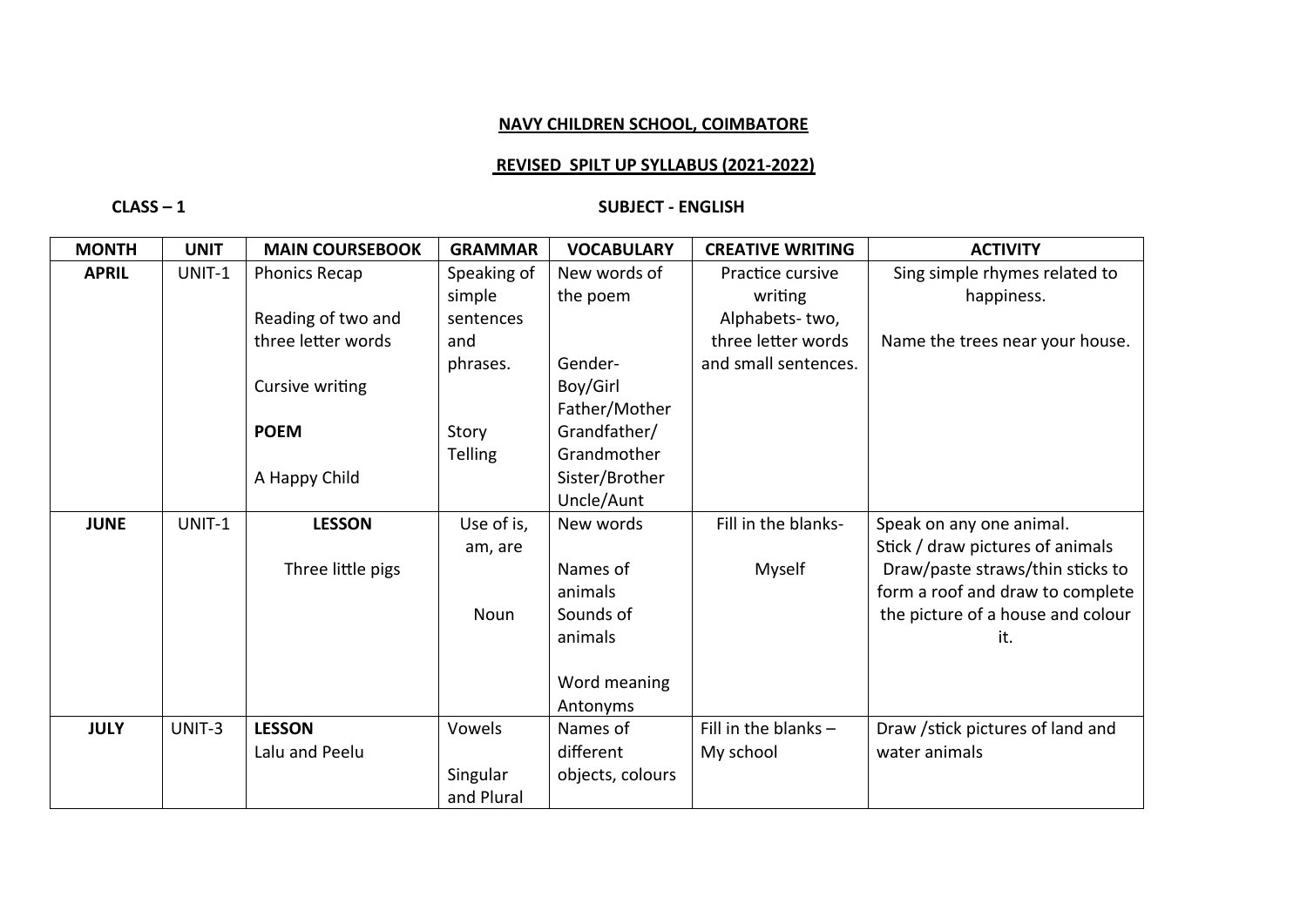**NAVY CHILDREN SCHOOL, COIMBATORE**

**REVISED SPILT UP SYLLABUS (2021-2022)**

**CLASS – 1** **SUBJECT - ENGLISH**

| MONTH | UNIT | MAIN COURSEBOOK | GRAMMAR | VOCABULARY | CREATIVE WRITING | ACTIVITY |
|---|---|---|---|---|---|---|
| **APRIL** | UNIT-1 | Phonics Recap<br><br>Reading of two and three letter words<br><br>Cursive writing<br><br>**POEM**<br><br>A Happy Child | Speaking of simple sentences and phrases.<br><br>Story Telling | New words of the poem<br><br>Gender-<br>Boy/Girl<br>Father/Mother<br>Grandfather/ Grandmother<br>Sister/Brother<br>Uncle/Aunt | Practice cursive writing<br>Alphabets- two, three letter words and small sentences. | Sing simple rhymes related to happiness.<br><br>Name the trees near your house. |
| **JUNE** | UNIT-1 | **LESSON**<br><br>Three little pigs | Use of is, am, are<br><br>Noun | New words<br><br>Names of animals<br>Sounds of animals<br><br>Word meaning<br>Antonyms | Fill in the blanks-<br><br>Myself | Speak on any one animal.<br>Stick / draw pictures of animals<br>Draw/paste straws/thin sticks to form a roof and draw to complete the picture of a house and colour it. |
| **JULY** | UNIT-3 | **LESSON**<br>Lalu and Peelu | Vowels<br><br>Singular and Plural | Names of different objects, colours | Fill in the blanks – My school | Draw /stick pictures of land and water animals |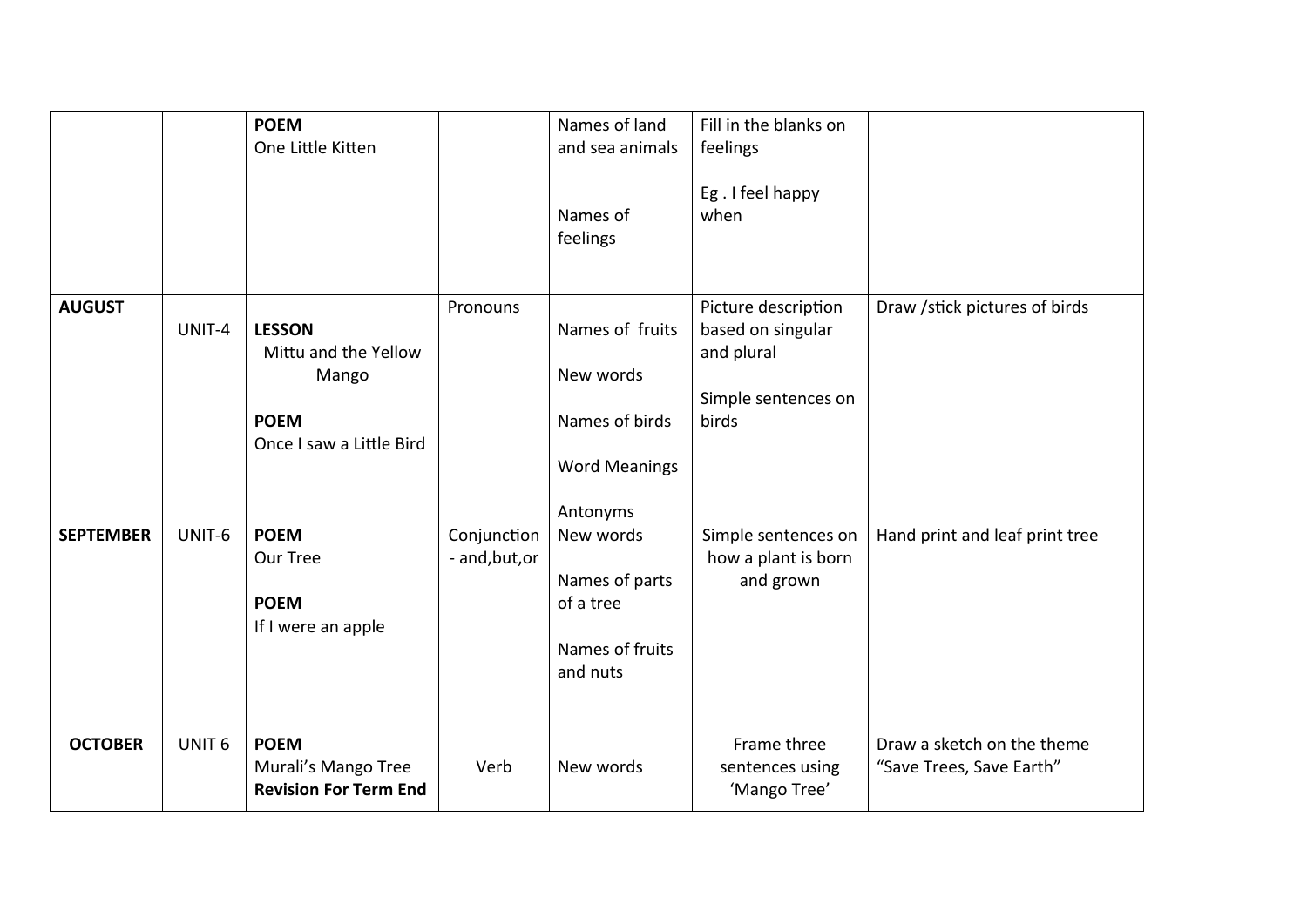| | | | | | | |
|---|---|---|---|---|---|---|
| | | **POEM**<br>One Little Kitten | | Names of land and sea animals<br><br>Names of feelings | Fill in the blanks on feelings<br><br>Eg . I feel happy when | |
| **AUGUST** | UNIT-4 | **LESSON**<br>Mittu and the Yellow Mango<br><br>**POEM**<br>Once I saw a Little Bird | Pronouns | Names of fruits<br><br>New words<br><br>Names of birds<br><br>Word Meanings<br><br>Antonyms | Picture description based on singular and plural<br><br>Simple sentences on birds | Draw /stick pictures of birds |
| **SEPTEMBER** | UNIT-6 | **POEM**<br>Our Tree<br><br>**POEM**<br>If I were an apple | Conjunction - and,but,or | New words<br><br>Names of parts of a tree<br><br>Names of fruits and nuts | Simple sentences on how a plant is born and grown | Hand print and leaf print tree |
| **OCTOBER** | UNIT 6 | **POEM**<br>Murali's Mango Tree<br>**Revision For Term End** | Verb | New words | Frame three sentences using 'Mango Tree' | Draw a sketch on the theme "Save Trees, Save Earth" |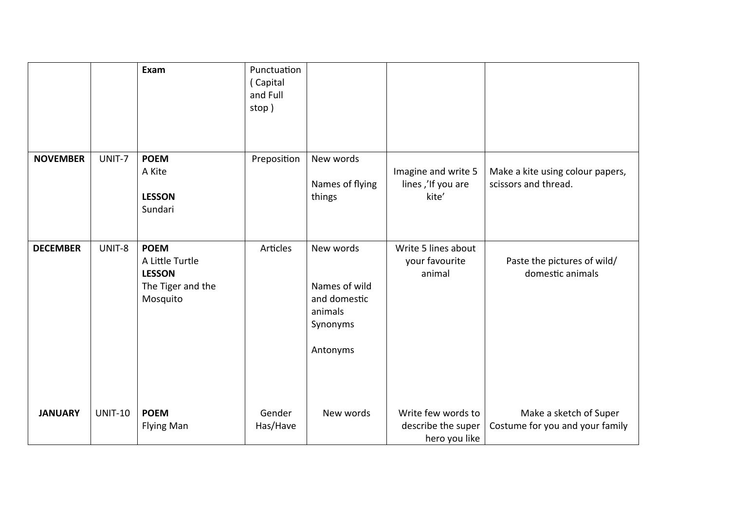| | | | | | | |
|---|---|---|---|---|---|---|
| | | **Exam** | Punctuation ( Capital and Full stop ) | | | |
| **NOVEMBER** | UNIT-7 | **POEM** A Kite **LESSON** Sundari | Preposition | New words Names of flying things | Imagine and write 5 lines ,'If you are kite' | Make a kite using colour papers, scissors and thread. |
| **DECEMBER** | UNIT-8 | **POEM** A Little Turtle **LESSON** The Tiger and the Mosquito | Articles | New words Names of wild and domestic animals Synonyms Antonyms | Write 5 lines about your favourite animal | Paste the pictures of wild/ domestic animals |
| **JANUARY** | UNIT-10 | **POEM** Flying Man | Gender Has/Have | New words | Write few words to describe the super hero you like | Make a sketch of Super Costume for you and your family |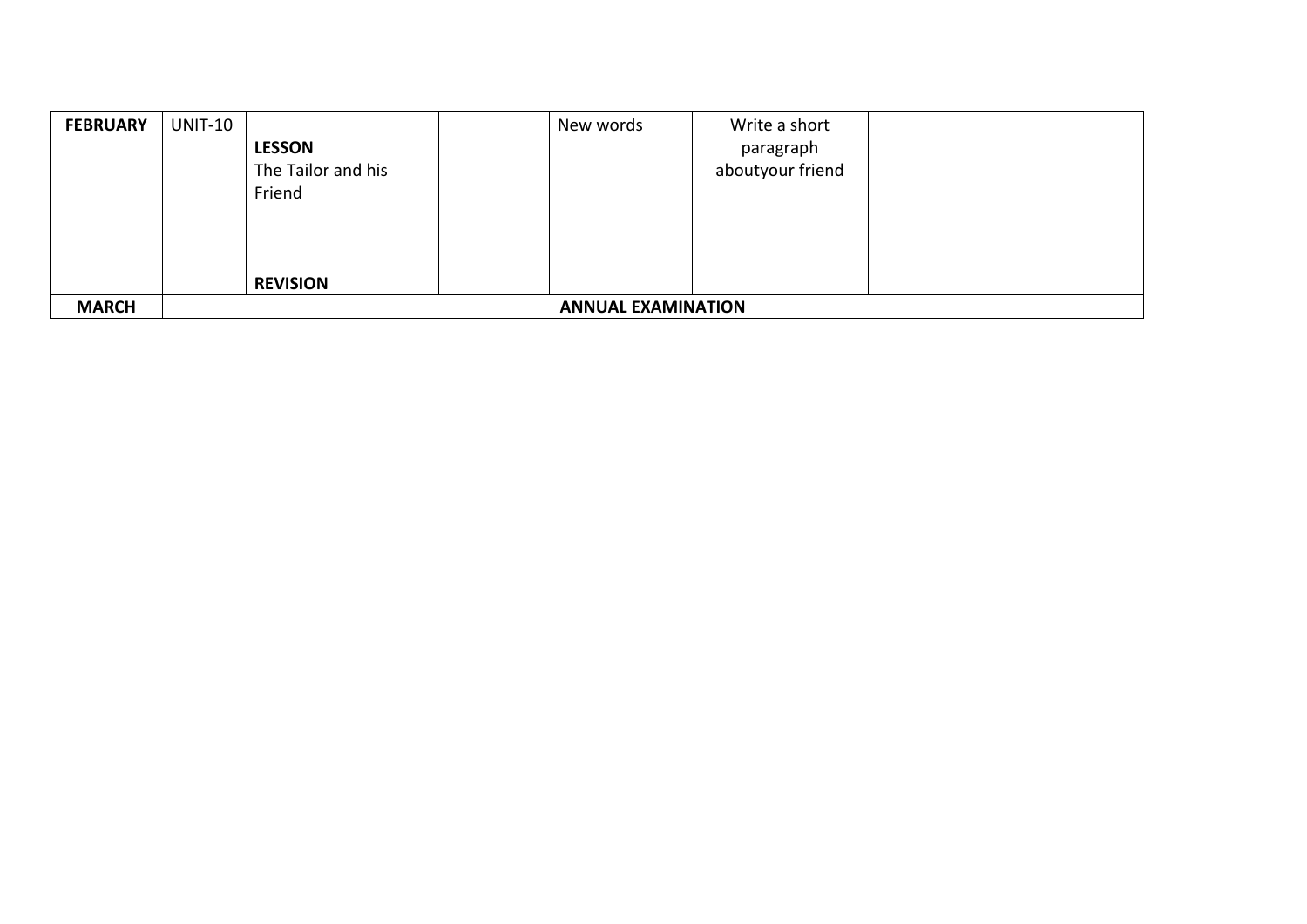| | | | | | | |
|---|---|---|---|---|---|---|
| **FEBRUARY** | UNIT-10 | **LESSON**<br>The Tailor and his Friend<br><br>**REVISION** | | New words | Write a short paragraph aboutyour friend | |
| **MARCH** | **ANNUAL EXAMINATION** | | | | | |